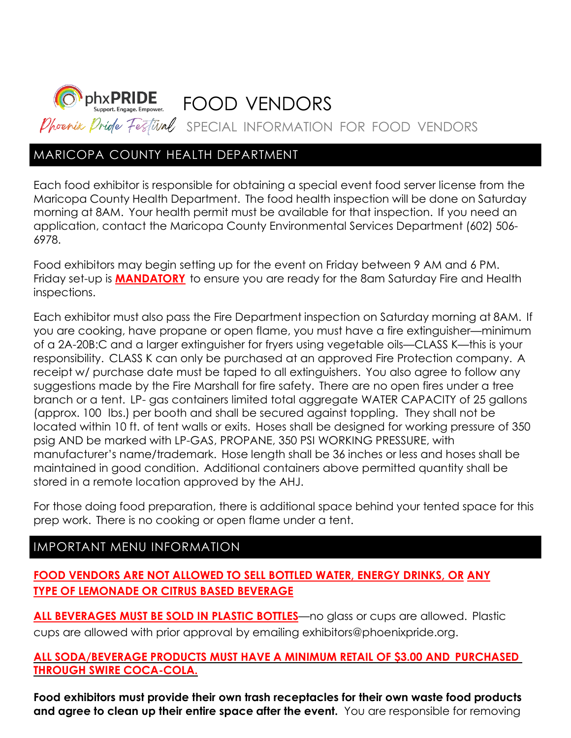phxPRIDE Support. Engage. Empower.

# FOOD VENDORS

Phoenix Pride Festival

SPECIAL INFORMATION FOR FOOD VENDORS

## MARICOPA COUNTY HEALTH DEPARTMENT

Each food exhibitor is responsible for obtaining a special event food server license from the Maricopa County Health Department. The food health inspection will be done on Saturday morning at 8AM. Your health permit must be available for that inspection. If you need an application, contact the Maricopa County Environmental Services Department (602) 506-6978.

Food exhibitors may begin setting up for the event on Friday between 9 AM and 6 PM. Friday set-up is **MANDATORY** to ensure you are ready for the 8am Saturday Fire and Health inspections.

Each exhibitor must also pass the Fire Department inspection on Saturday morning at 8AM. If you are cooking, have propane or open flame, you must have a fire extinguisher—minimum of a 2A-20B:C and a larger extinguisher for fryers using vegetable oils—CLASS K—this is your responsibility. CLASS K can only be purchased at an approved Fire Protection company. A receipt w/ purchase date must be taped to all extinguishers. You also agree to follow any suggestions made by the Fire Marshall for fire safety. There are no open fires under a tree branch or a tent. LP- gas containers limited total aggregate WATER CAPACITY of 25 gallons (approx. 100 lbs.) per booth and shall be secured against toppling. They shall not be located within 10 ft. of tent walls or exits. Hoses shall be designed for working pressure of 350 psig AND be marked with LP-GAS, PROPANE, 350 PSI WORKING PRESSURE, with manufacturer's name/trademark. Hose length shall be 36 inches or less and hoses shall be maintained in good condition. Additional containers above permitted quantity shall be stored in a remote location approved by the AHJ.

For those doing food preparation, there is additional space behind your tented space for this prep work. There is no cooking or open flame under a tent.

## IMPORTANT MENU INFORMATION

**FOOD VENDORS ARE NOT ALLOWED TO SELL BOTTLED WATER, ENERGY DRINKS, OR ANY TYPE OF LEMONADE OR CITRUS BASED BEVERAGE**

**ALL BEVERAGES MUST BE SOLD IN PLASTIC BOTTLES**—no glass or cups are allowed. Plastic cups are allowed with prior approval by emailing exhibitors@phoenixpride.org.

**ALL SODA/BEVERAGE PRODUCTS MUST HAVE A MINIMUM RETAIL OF $3.00 AND PURCHASED THROUGH SWIRE COCA-COLA.**

**Food exhibitors must provide their own trash receptacles for their own waste food products and agree to clean up their entire space after the event.** You are responsible for removing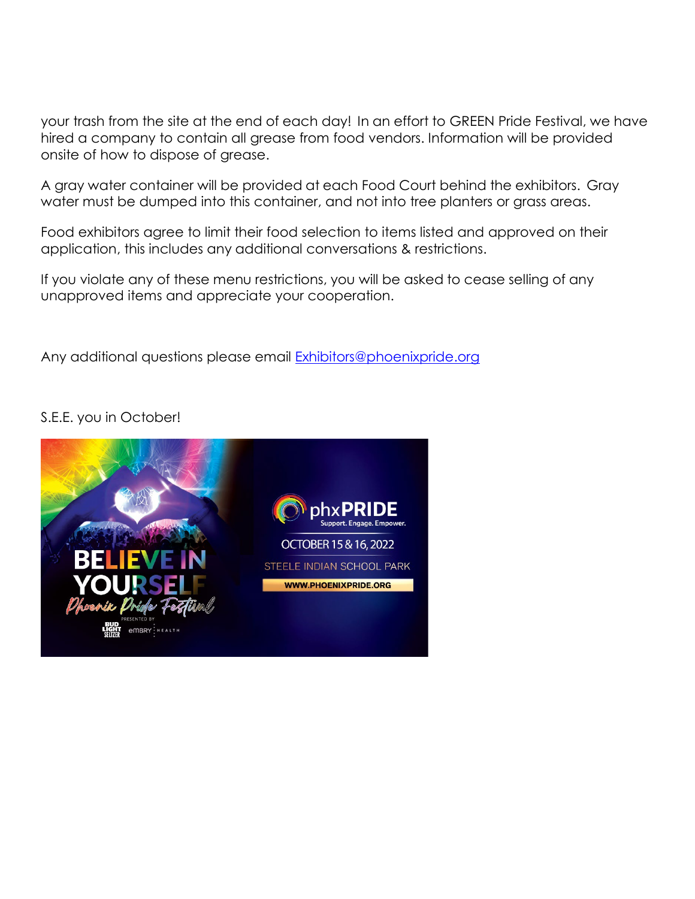your trash from the site at the end of each day! In an effort to GREEN Pride Festival, we have hired a company to contain all grease from food vendors. Information will be provided onsite of how to dispose of grease.

A gray water container will be provided at each Food Court behind the exhibitors. Gray water must be dumped into this container, and not into tree planters or grass areas.

Food exhibitors agree to limit their food selection to items listed and approved on their application, this includes any additional conversations & restrictions.

If you violate any of these menu restrictions, you will be asked to cease selling of any unapproved items and appreciate your cooperation.

Any additional questions please email [Exhibitors@phoenixpride.org](mailto:Exhibitors@phoenixpride.org)

S.E.E. you in October!

BELIEVE IN YOURSELF

Phoenix Pride Festival

PRESENTED BY

BUD LIGHT SELTZER

eMBRY HEALTH

phxPRIDE

Support. Engage. Empower.

OCTOBER 15 & 16, 2022

STEELE INDIAN SCHOOL PARK

WWW.PHOENIXPRIDE.ORG